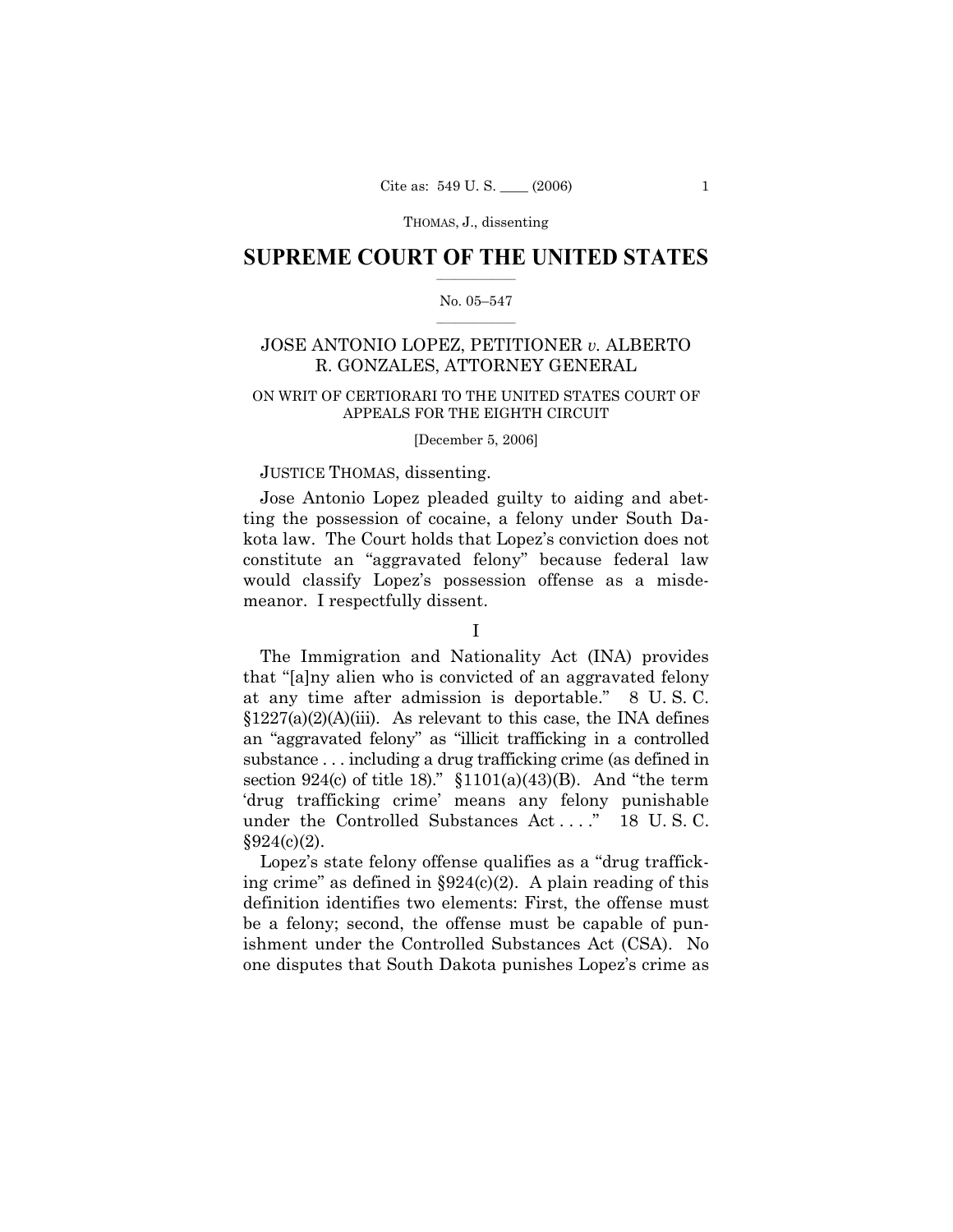# SUPREME COURT OF THE UNITED STATES

No. 05–547

## JOSE ANTONIO LOPEZ, PETITIONER *v.* ALBERTO R. GONZALES, ATTORNEY GENERAL

ON WRIT OF CERTIORARI TO THE UNITED STATES COURT OF APPEALS FOR THE EIGHTH CIRCUIT

[December 5, 2006]

JUSTICE THOMAS, dissenting.

Jose Antonio Lopez pleaded guilty to aiding and abetting the possession of cocaine, a felony under South Dakota law. The Court holds that Lopez's conviction does not constitute an "aggravated felony" because federal law would classify Lopez's possession offense as a misdemeanor. I respectfully dissent.

I

The Immigration and Nationality Act (INA) provides that "[a]ny alien who is convicted of an aggravated felony at any time after admission is deportable." 8 U. S. C. §1227(a)(2)(A)(iii). As relevant to this case, the INA defines an "aggravated felony" as "illicit trafficking in a controlled substance . . . including a drug trafficking crime (as defined in section 924(c) of title 18)." §1101(a)(43)(B). And "the term 'drug trafficking crime' means any felony punishable under the Controlled Substances Act . . . ." 18 U. S. C. §924(c)(2).

Lopez's state felony offense qualifies as a "drug trafficking crime" as defined in §924(c)(2). A plain reading of this definition identifies two elements: First, the offense must be a felony; second, the offense must be capable of punishment under the Controlled Substances Act (CSA). No one disputes that South Dakota punishes Lopez's crime as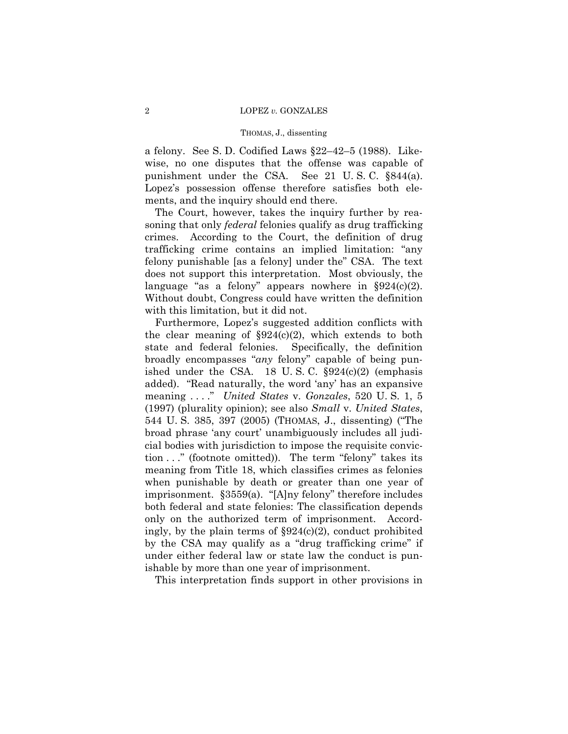a felony. See S. D. Codified Laws §22–42–5 (1988). Likewise, no one disputes that the offense was capable of punishment under the CSA. See 21 U. S. C. §844(a). Lopez's possession offense therefore satisfies both elements, and the inquiry should end there.

The Court, however, takes the inquiry further by reasoning that only *federal* felonies qualify as drug trafficking crimes. According to the Court, the definition of drug trafficking crime contains an implied limitation: "any felony punishable [as a felony] under the" CSA. The text does not support this interpretation. Most obviously, the language "as a felony" appears nowhere in §924(c)(2). Without doubt, Congress could have written the definition with this limitation, but it did not.

Furthermore, Lopez's suggested addition conflicts with the clear meaning of §924(c)(2), which extends to both state and federal felonies. Specifically, the definition broadly encompasses "*any* felony" capable of being punished under the CSA. 18 U. S. C. §924(c)(2) (emphasis added). "Read naturally, the word 'any' has an expansive meaning . . . ." *United States* v. *Gonzales*, 520 U. S. 1, 5 (1997) (plurality opinion); see also *Small* v. *United States*, 544 U. S. 385, 397 (2005) (THOMAS, J., dissenting) ("The broad phrase 'any court' unambiguously includes all judicial bodies with jurisdiction to impose the requisite conviction . . ." (footnote omitted)). The term "felony" takes its meaning from Title 18, which classifies crimes as felonies when punishable by death or greater than one year of imprisonment. §3559(a). "[A]ny felony" therefore includes both federal and state felonies: The classification depends only on the authorized term of imprisonment. Accordingly, by the plain terms of §924(c)(2), conduct prohibited by the CSA may qualify as a "drug trafficking crime" if under either federal law or state law the conduct is punishable by more than one year of imprisonment.

This interpretation finds support in other provisions in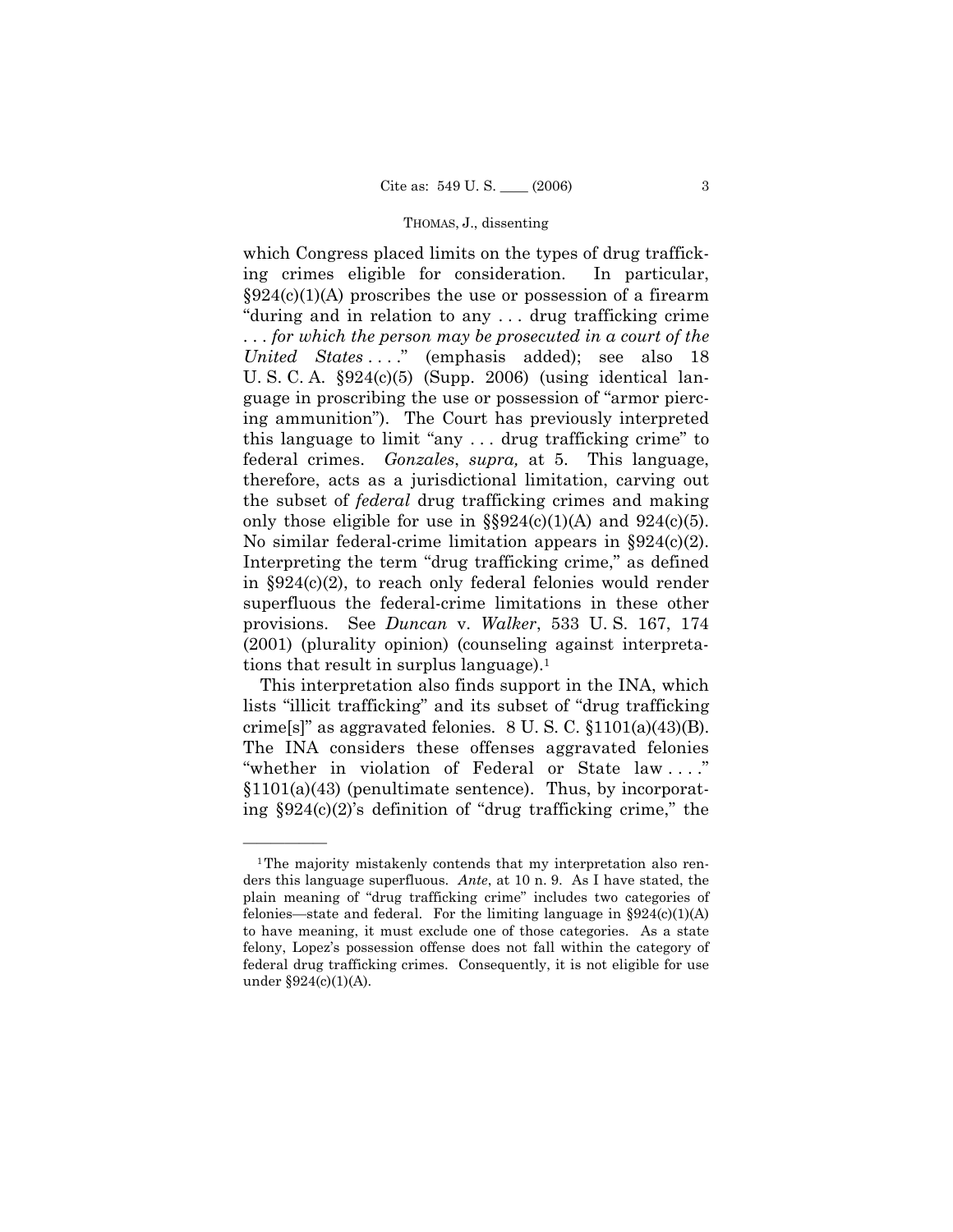which Congress placed limits on the types of drug trafficking crimes eligible for consideration. In particular, §924(c)(1)(A) proscribes the use or possession of a firearm "during and in relation to any . . . drug trafficking crime . . . *for which the person may be prosecuted in a court of the United States* . . . ." (emphasis added); see also 18 U. S. C. A. §924(c)(5) (Supp. 2006) (using identical language in proscribing the use or possession of "armor piercing ammunition"). The Court has previously interpreted this language to limit "any . . . drug trafficking crime" to federal crimes. *Gonzales*, *supra,* at 5. This language, therefore, acts as a jurisdictional limitation, carving out the subset of *federal* drug trafficking crimes and making only those eligible for use in §§924(c)(1)(A) and 924(c)(5). No similar federal-crime limitation appears in §924(c)(2). Interpreting the term "drug trafficking crime," as defined in §924(c)(2), to reach only federal felonies would render superfluous the federal-crime limitations in these other provisions. See *Duncan* v. *Walker*, 533 U. S. 167, 174 (2001) (plurality opinion) (counseling against interpretations that result in surplus language).[1]

This interpretation also finds support in the INA, which lists "illicit trafficking" and its subset of "drug trafficking crime[s]" as aggravated felonies. 8 U. S. C. §1101(a)(43)(B). The INA considers these offenses aggravated felonies "whether in violation of Federal or State law . . . ." §1101(a)(43) (penultimate sentence). Thus, by incorporating §924(c)(2)'s definition of "drug trafficking crime," the

---

[1] The majority mistakenly contends that my interpretation also renders this language superfluous. *Ante*, at 10 n. 9. As I have stated, the plain meaning of "drug trafficking crime" includes two categories of felonies—state and federal. For the limiting language in §924(c)(1)(A) to have meaning, it must exclude one of those categories. As a state felony, Lopez's possession offense does not fall within the category of federal drug trafficking crimes. Consequently, it is not eligible for use under §924(c)(1)(A).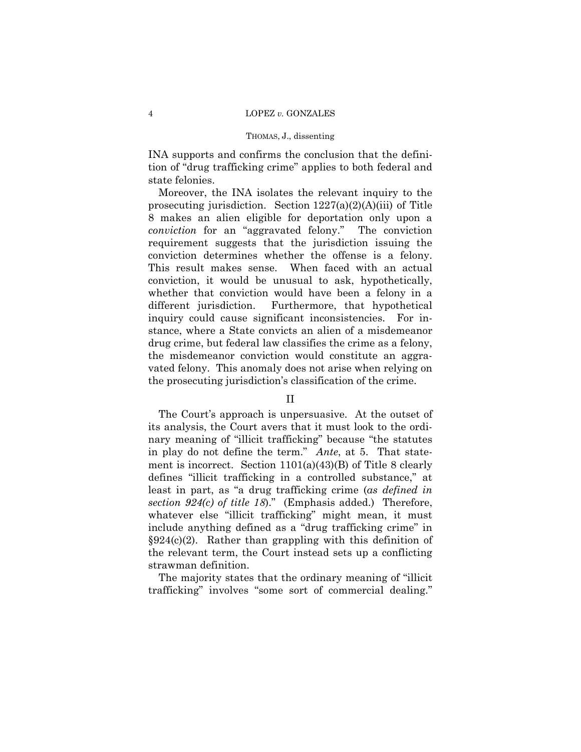INA supports and confirms the conclusion that the definition of "drug trafficking crime" applies to both federal and state felonies.

Moreover, the INA isolates the relevant inquiry to the prosecuting jurisdiction. Section 1227(a)(2)(A)(iii) of Title 8 makes an alien eligible for deportation only upon a *conviction* for an "aggravated felony." The conviction requirement suggests that the jurisdiction issuing the conviction determines whether the offense is a felony. This result makes sense. When faced with an actual conviction, it would be unusual to ask, hypothetically, whether that conviction would have been a felony in a different jurisdiction. Furthermore, that hypothetical inquiry could cause significant inconsistencies. For instance, where a State convicts an alien of a misdemeanor drug crime, but federal law classifies the crime as a felony, the misdemeanor conviction would constitute an aggravated felony. This anomaly does not arise when relying on the prosecuting jurisdiction's classification of the crime.

## II

The Court's approach is unpersuasive. At the outset of its analysis, the Court avers that it must look to the ordinary meaning of "illicit trafficking" because "the statutes in play do not define the term." *Ante*, at 5. That statement is incorrect. Section 1101(a)(43)(B) of Title 8 clearly defines "illicit trafficking in a controlled substance," at least in part, as "a drug trafficking crime (*as defined in section 924(c) of title 18*)." (Emphasis added.) Therefore, whatever else "illicit trafficking" might mean, it must include anything defined as a "drug trafficking crime" in §924(c)(2). Rather than grappling with this definition of the relevant term, the Court instead sets up a conflicting strawman definition.

The majority states that the ordinary meaning of "illicit trafficking" involves "some sort of commercial dealing."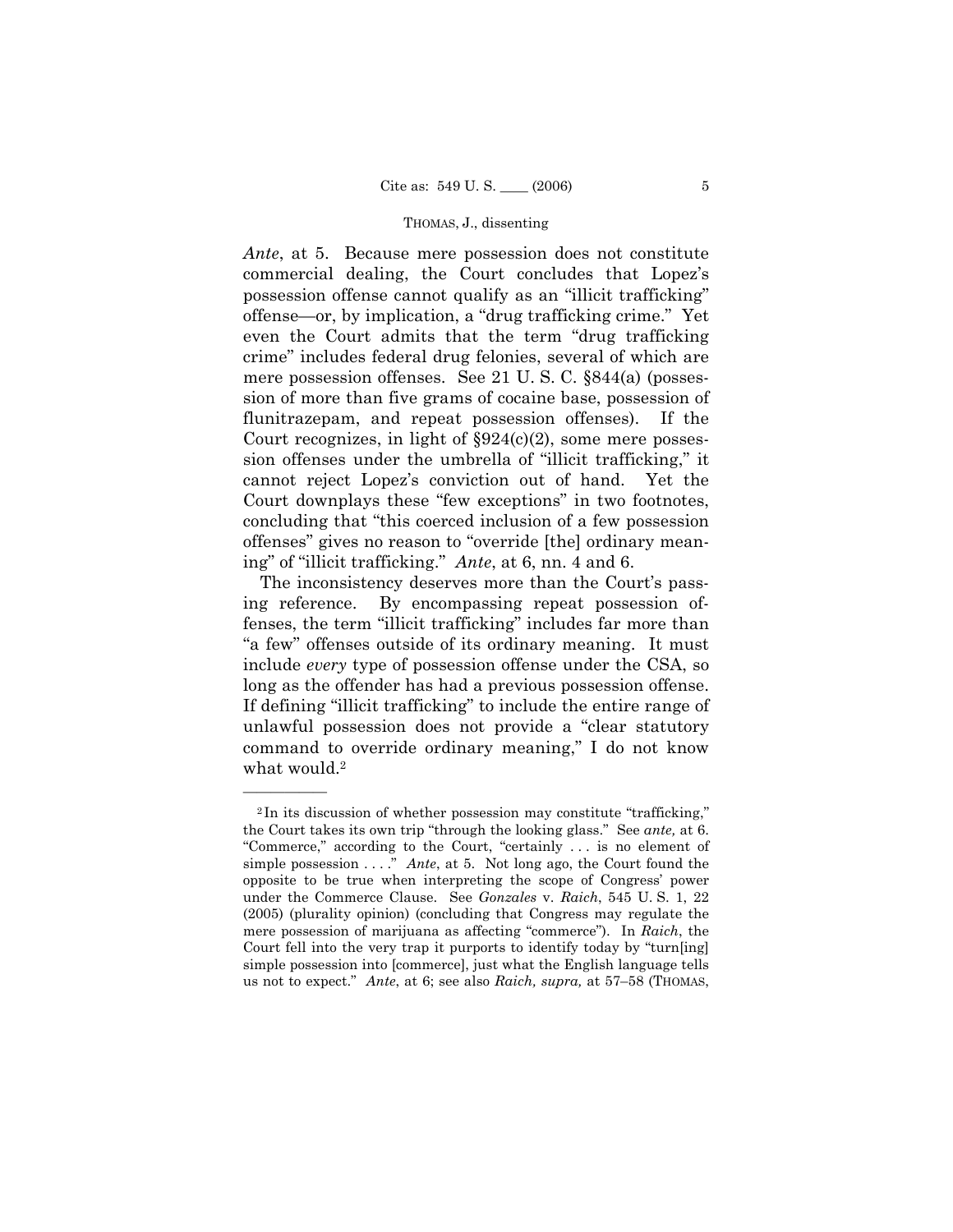*Ante*, at 5. Because mere possession does not constitute commercial dealing, the Court concludes that Lopez's possession offense cannot qualify as an "illicit trafficking" offense—or, by implication, a "drug trafficking crime." Yet even the Court admits that the term "drug trafficking crime" includes federal drug felonies, several of which are mere possession offenses. See 21 U. S. C. §844(a) (possession of more than five grams of cocaine base, possession of flunitrazepam, and repeat possession offenses). If the Court recognizes, in light of §924(c)(2), some mere possession offenses under the umbrella of "illicit trafficking," it cannot reject Lopez's conviction out of hand. Yet the Court downplays these "few exceptions" in two footnotes, concluding that "this coerced inclusion of a few possession offenses" gives no reason to "override [the] ordinary meaning" of "illicit trafficking." *Ante*, at 6, nn. 4 and 6.

The inconsistency deserves more than the Court's passing reference. By encompassing repeat possession offenses, the term "illicit trafficking" includes far more than "a few" offenses outside of its ordinary meaning. It must include *every* type of possession offense under the CSA, so long as the offender has had a previous possession offense. If defining "illicit trafficking" to include the entire range of unlawful possession does not provide a "clear statutory command to override ordinary meaning," I do not know what would.[2]

---

[2] In its discussion of whether possession may constitute "trafficking," the Court takes its own trip "through the looking glass." See *ante,* at 6. "Commerce," according to the Court, "certainly . . . is no element of simple possession . . . ." *Ante*, at 5. Not long ago, the Court found the opposite to be true when interpreting the scope of Congress' power under the Commerce Clause. See *Gonzales* v. *Raich*, 545 U. S. 1, 22 (2005) (plurality opinion) (concluding that Congress may regulate the mere possession of marijuana as affecting "commerce"). In *Raich*, the Court fell into the very trap it purports to identify today by "turn[ing] simple possession into [commerce], just what the English language tells us not to expect." *Ante*, at 6; see also *Raich, supra,* at 57–58 (THOMAS,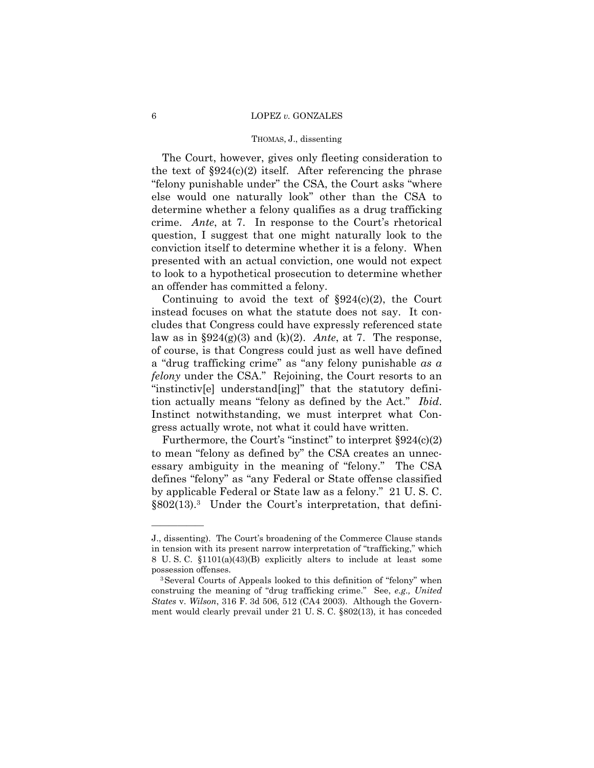The Court, however, gives only fleeting consideration to the text of §924(c)(2) itself. After referencing the phrase "felony punishable under" the CSA, the Court asks "where else would one naturally look" other than the CSA to determine whether a felony qualifies as a drug trafficking crime. *Ante*, at 7. In response to the Court's rhetorical question, I suggest that one might naturally look to the conviction itself to determine whether it is a felony. When presented with an actual conviction, one would not expect to look to a hypothetical prosecution to determine whether an offender has committed a felony.

Continuing to avoid the text of §924(c)(2), the Court instead focuses on what the statute does not say. It concludes that Congress could have expressly referenced state law as in §924(g)(3) and (k)(2). *Ante*, at 7. The response, of course, is that Congress could just as well have defined a "drug trafficking crime" as "any felony punishable *as a felony* under the CSA." Rejoining, the Court resorts to an "instinctiv[e] understand[ing]" that the statutory definition actually means "felony as defined by the Act." *Ibid*. Instinct notwithstanding, we must interpret what Congress actually wrote, not what it could have written.

Furthermore, the Court's "instinct" to interpret §924(c)(2) to mean "felony as defined by" the CSA creates an unnecessary ambiguity in the meaning of "felony." The CSA defines "felony" as "any Federal or State offense classified by applicable Federal or State law as a felony." 21 U. S. C. §802(13).[3] Under the Court's interpretation, that defini-

---

J., dissenting). The Court's broadening of the Commerce Clause stands in tension with its present narrow interpretation of "trafficking," which 8 U. S. C. §1101(a)(43)(B) explicitly alters to include at least some possession offenses.

[3] Several Courts of Appeals looked to this definition of "felony" when construing the meaning of "drug trafficking crime." See, *e.g., United States* v. *Wilson*, 316 F. 3d 506, 512 (CA4 2003). Although the Government would clearly prevail under 21 U. S. C. §802(13), it has conceded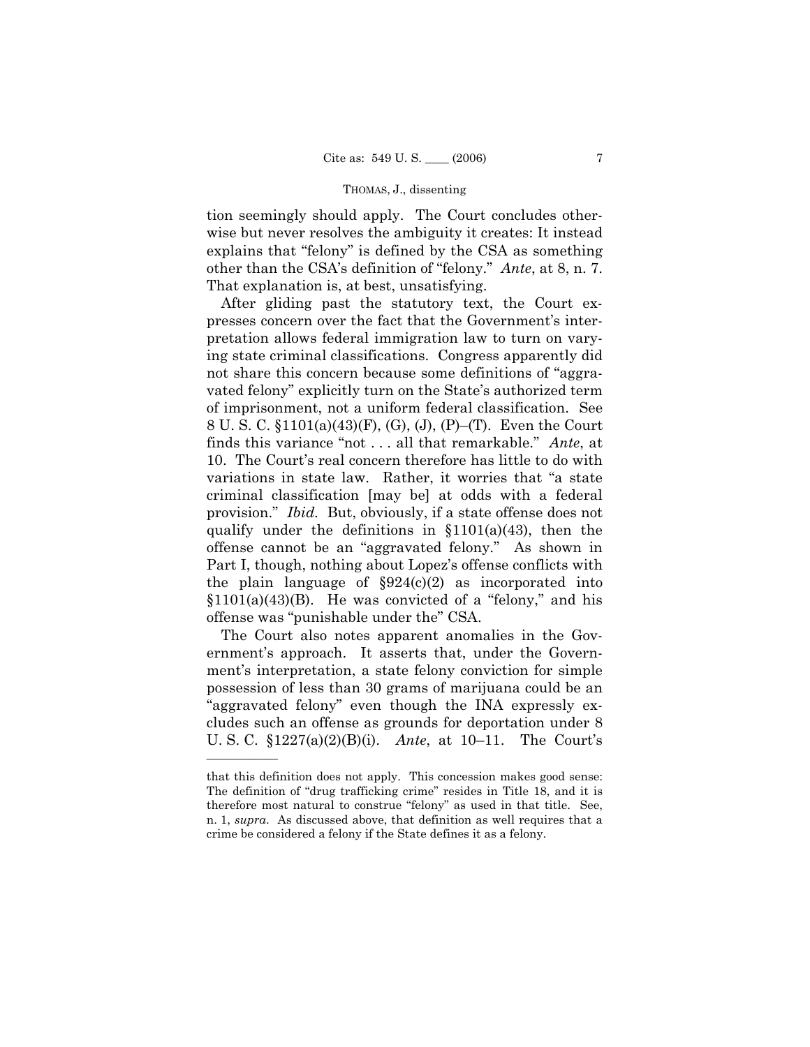tion seemingly should apply. The Court concludes otherwise but never resolves the ambiguity it creates: It instead explains that "felony" is defined by the CSA as something other than the CSA's definition of "felony." *Ante*, at 8, n. 7. That explanation is, at best, unsatisfying.

After gliding past the statutory text, the Court expresses concern over the fact that the Government's interpretation allows federal immigration law to turn on varying state criminal classifications. Congress apparently did not share this concern because some definitions of "aggravated felony" explicitly turn on the State's authorized term of imprisonment, not a uniform federal classification. See 8 U. S. C. §1101(a)(43)(F), (G), (J), (P)–(T). Even the Court finds this variance "not . . . all that remarkable." *Ante*, at 10. The Court's real concern therefore has little to do with variations in state law. Rather, it worries that "a state criminal classification [may be] at odds with a federal provision." *Ibid.* But, obviously, if a state offense does not qualify under the definitions in §1101(a)(43), then the offense cannot be an "aggravated felony." As shown in Part I, though, nothing about Lopez's offense conflicts with the plain language of §924(c)(2) as incorporated into §1101(a)(43)(B). He was convicted of a "felony," and his offense was "punishable under the" CSA.

The Court also notes apparent anomalies in the Government's approach. It asserts that, under the Government's interpretation, a state felony conviction for simple possession of less than 30 grams of marijuana could be an "aggravated felony" even though the INA expressly excludes such an offense as grounds for deportation under 8 U. S. C. §1227(a)(2)(B)(i). *Ante*, at 10–11. The Court's

---

that this definition does not apply. This concession makes good sense: The definition of "drug trafficking crime" resides in Title 18, and it is therefore most natural to construe "felony" as used in that title. See, n. 1, *supra*. As discussed above, that definition as well requires that a crime be considered a felony if the State defines it as a felony.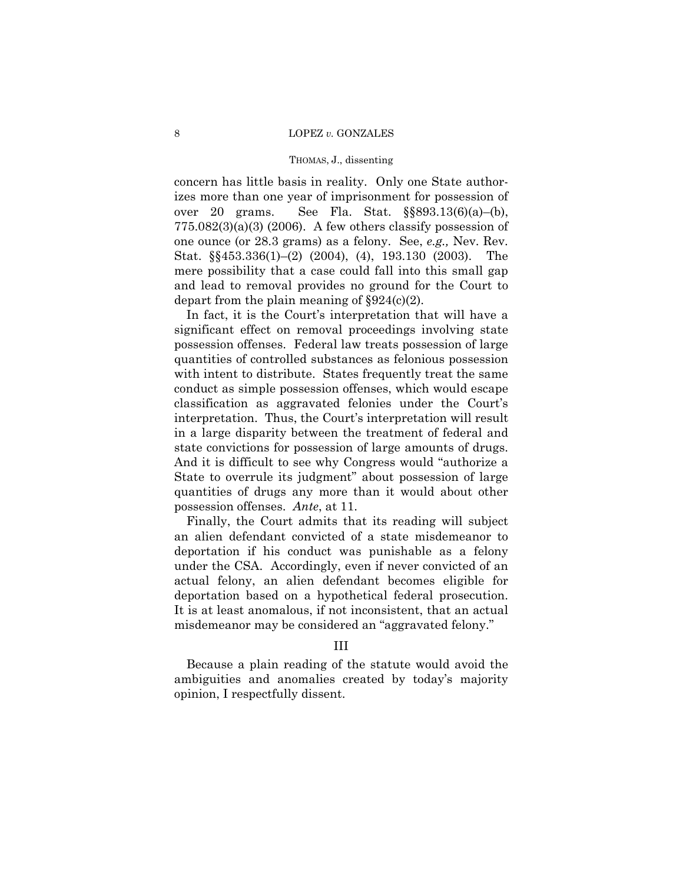concern has little basis in reality. Only one State authorizes more than one year of imprisonment for possession of over 20 grams. See Fla. Stat. §§893.13(6)(a)–(b), 775.082(3)(a)(3) (2006). A few others classify possession of one ounce (or 28.3 grams) as a felony. See, *e.g.,* Nev. Rev. Stat. §§453.336(1)–(2) (2004), (4), 193.130 (2003). The mere possibility that a case could fall into this small gap and lead to removal provides no ground for the Court to depart from the plain meaning of §924(c)(2).

In fact, it is the Court's interpretation that will have a significant effect on removal proceedings involving state possession offenses. Federal law treats possession of large quantities of controlled substances as felonious possession with intent to distribute. States frequently treat the same conduct as simple possession offenses, which would escape classification as aggravated felonies under the Court's interpretation. Thus, the Court's interpretation will result in a large disparity between the treatment of federal and state convictions for possession of large amounts of drugs. And it is difficult to see why Congress would "authorize a State to overrule its judgment" about possession of large quantities of drugs any more than it would about other possession offenses. *Ante*, at 11.

Finally, the Court admits that its reading will subject an alien defendant convicted of a state misdemeanor to deportation if his conduct was punishable as a felony under the CSA. Accordingly, even if never convicted of an actual felony, an alien defendant becomes eligible for deportation based on a hypothetical federal prosecution. It is at least anomalous, if not inconsistent, that an actual misdemeanor may be considered an "aggravated felony."

## III

Because a plain reading of the statute would avoid the ambiguities and anomalies created by today's majority opinion, I respectfully dissent.